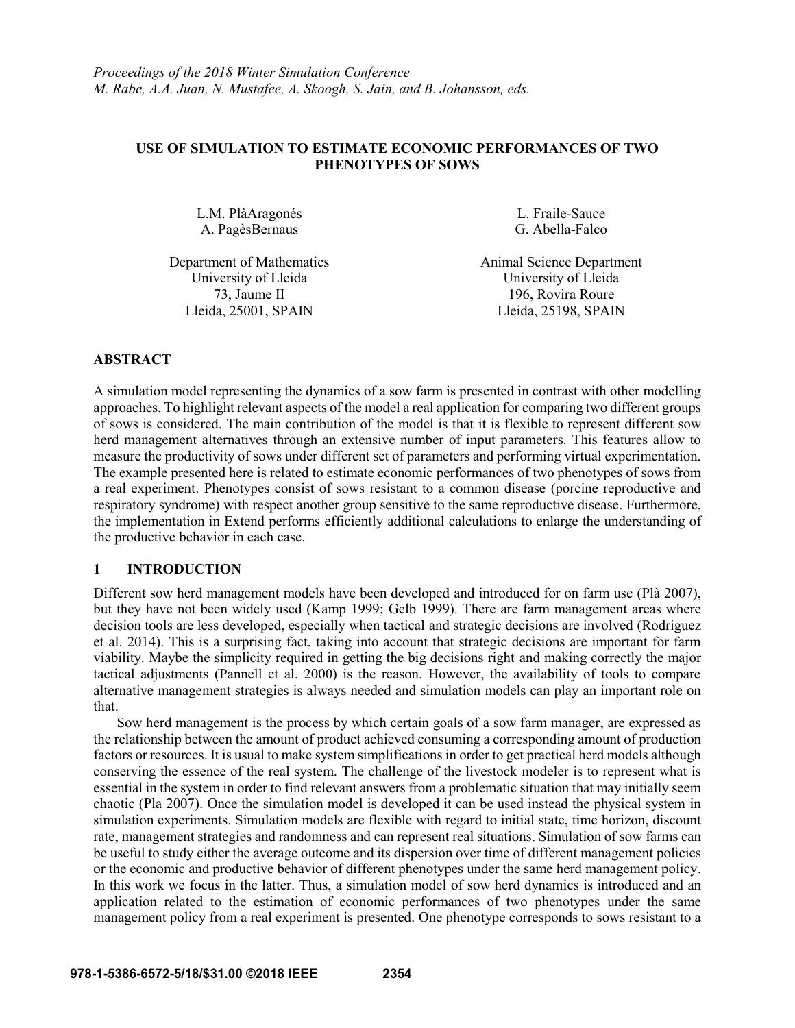*Proceedings of the 2018 Winter Simulation Conference*
*M. Rabe, A.A. Juan, N. Mustafee, A. Skoogh, S. Jain, and B. Johansson, eds.*

# USE OF SIMULATION TO ESTIMATE ECONOMIC PERFORMANCES OF TWO PHENOTYPES OF SOWS

L.M. PlàAragonés
A. PagèsBernaus

Department of Mathematics
University of Lleida
73, Jaume II
Lleida, 25001, SPAIN

L. Fraile-Sauce
G. Abella-Falco

Animal Science Department
University of Lleida
196, Rovira Roure
Lleida, 25198, SPAIN

## ABSTRACT

A simulation model representing the dynamics of a sow farm is presented in contrast with other modelling approaches. To highlight relevant aspects of the model a real application for comparing two different groups of sows is considered. The main contribution of the model is that it is flexible to represent different sow herd management alternatives through an extensive number of input parameters. This features allow to measure the productivity of sows under different set of parameters and performing virtual experimentation. The example presented here is related to estimate economic performances of two phenotypes of sows from a real experiment. Phenotypes consist of sows resistant to a common disease (porcine reproductive and respiratory syndrome) with respect another group sensitive to the same reproductive disease. Furthermore, the implementation in Extend performs efficiently additional calculations to enlarge the understanding of the productive behavior in each case.

## 1 INTRODUCTION

Different sow herd management models have been developed and introduced for on farm use (Plà 2007), but they have not been widely used (Kamp 1999; Gelb 1999). There are farm management areas where decision tools are less developed, especially when tactical and strategic decisions are involved (Rodriguez et al. 2014). This is a surprising fact, taking into account that strategic decisions are important for farm viability. Maybe the simplicity required in getting the big decisions right and making correctly the major tactical adjustments (Pannell et al. 2000) is the reason. However, the availability of tools to compare alternative management strategies is always needed and simulation models can play an important role on that.

Sow herd management is the process by which certain goals of a sow farm manager, are expressed as the relationship between the amount of product achieved consuming a corresponding amount of production factors or resources. It is usual to make system simplifications in order to get practical herd models although conserving the essence of the real system. The challenge of the livestock modeler is to represent what is essential in the system in order to find relevant answers from a problematic situation that may initially seem chaotic (Pla 2007). Once the simulation model is developed it can be used instead the physical system in simulation experiments. Simulation models are flexible with regard to initial state, time horizon, discount rate, management strategies and randomness and can represent real situations. Simulation of sow farms can be useful to study either the average outcome and its dispersion over time of different management policies or the economic and productive behavior of different phenotypes under the same herd management policy. In this work we focus in the latter. Thus, a simulation model of sow herd dynamics is introduced and an application related to the estimation of economic performances of two phenotypes under the same management policy from a real experiment is presented. One phenotype corresponds to sows resistant to a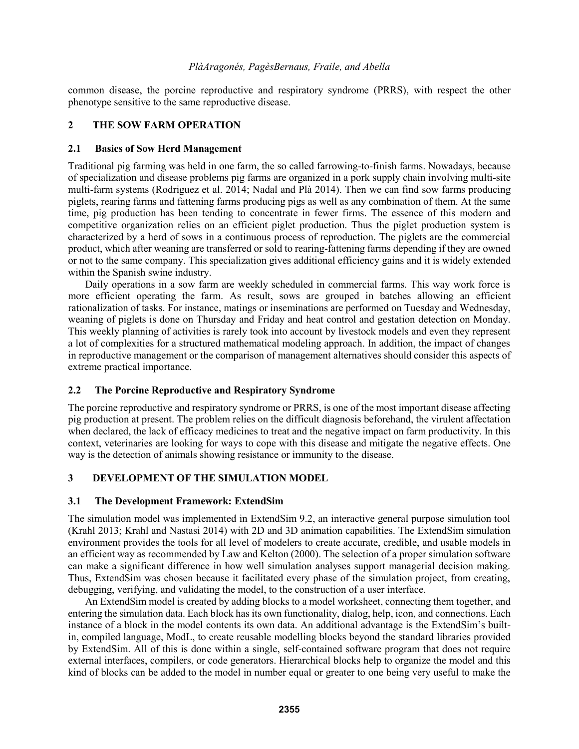common disease, the porcine reproductive and respiratory syndrome (PRRS), with respect the other phenotype sensitive to the same reproductive disease.

## 2 THE SOW FARM OPERATION

### 2.1 Basics of Sow Herd Management

Traditional pig farming was held in one farm, the so called farrowing-to-finish farms. Nowadays, because of specialization and disease problems pig farms are organized in a pork supply chain involving multi-site multi-farm systems (Rodriguez et al. 2014; Nadal and Plà 2014). Then we can find sow farms producing piglets, rearing farms and fattening farms producing pigs as well as any combination of them. At the same time, pig production has been tending to concentrate in fewer firms. The essence of this modern and competitive organization relies on an efficient piglet production. Thus the piglet production system is characterized by a herd of sows in a continuous process of reproduction. The piglets are the commercial product, which after weaning are transferred or sold to rearing-fattening farms depending if they are owned or not to the same company. This specialization gives additional efficiency gains and it is widely extended within the Spanish swine industry.

Daily operations in a sow farm are weekly scheduled in commercial farms. This way work force is more efficient operating the farm. As result, sows are grouped in batches allowing an efficient rationalization of tasks. For instance, matings or inseminations are performed on Tuesday and Wednesday, weaning of piglets is done on Thursday and Friday and heat control and gestation detection on Monday. This weekly planning of activities is rarely took into account by livestock models and even they represent a lot of complexities for a structured mathematical modeling approach. In addition, the impact of changes in reproductive management or the comparison of management alternatives should consider this aspects of extreme practical importance.

### 2.2 The Porcine Reproductive and Respiratory Syndrome

The porcine reproductive and respiratory syndrome or PRRS, is one of the most important disease affecting pig production at present. The problem relies on the difficult diagnosis beforehand, the virulent affectation when declared, the lack of efficacy medicines to treat and the negative impact on farm productivity. In this context, veterinaries are looking for ways to cope with this disease and mitigate the negative effects. One way is the detection of animals showing resistance or immunity to the disease.

## 3 DEVELOPMENT OF THE SIMULATION MODEL

### 3.1 The Development Framework: ExtendSim

The simulation model was implemented in ExtendSim 9.2, an interactive general purpose simulation tool (Krahl 2013; Krahl and Nastasi 2014) with 2D and 3D animation capabilities. The ExtendSim simulation environment provides the tools for all level of modelers to create accurate, credible, and usable models in an efficient way as recommended by Law and Kelton (2000). The selection of a proper simulation software can make a significant difference in how well simulation analyses support managerial decision making. Thus, ExtendSim was chosen because it facilitated every phase of the simulation project, from creating, debugging, verifying, and validating the model, to the construction of a user interface.

An ExtendSim model is created by adding blocks to a model worksheet, connecting them together, and entering the simulation data. Each block has its own functionality, dialog, help, icon, and connections. Each instance of a block in the model contents its own data. An additional advantage is the ExtendSim's built-in, compiled language, ModL, to create reusable modelling blocks beyond the standard libraries provided by ExtendSim. All of this is done within a single, self-contained software program that does not require external interfaces, compilers, or code generators. Hierarchical blocks help to organize the model and this kind of blocks can be added to the model in number equal or greater to one being very useful to make the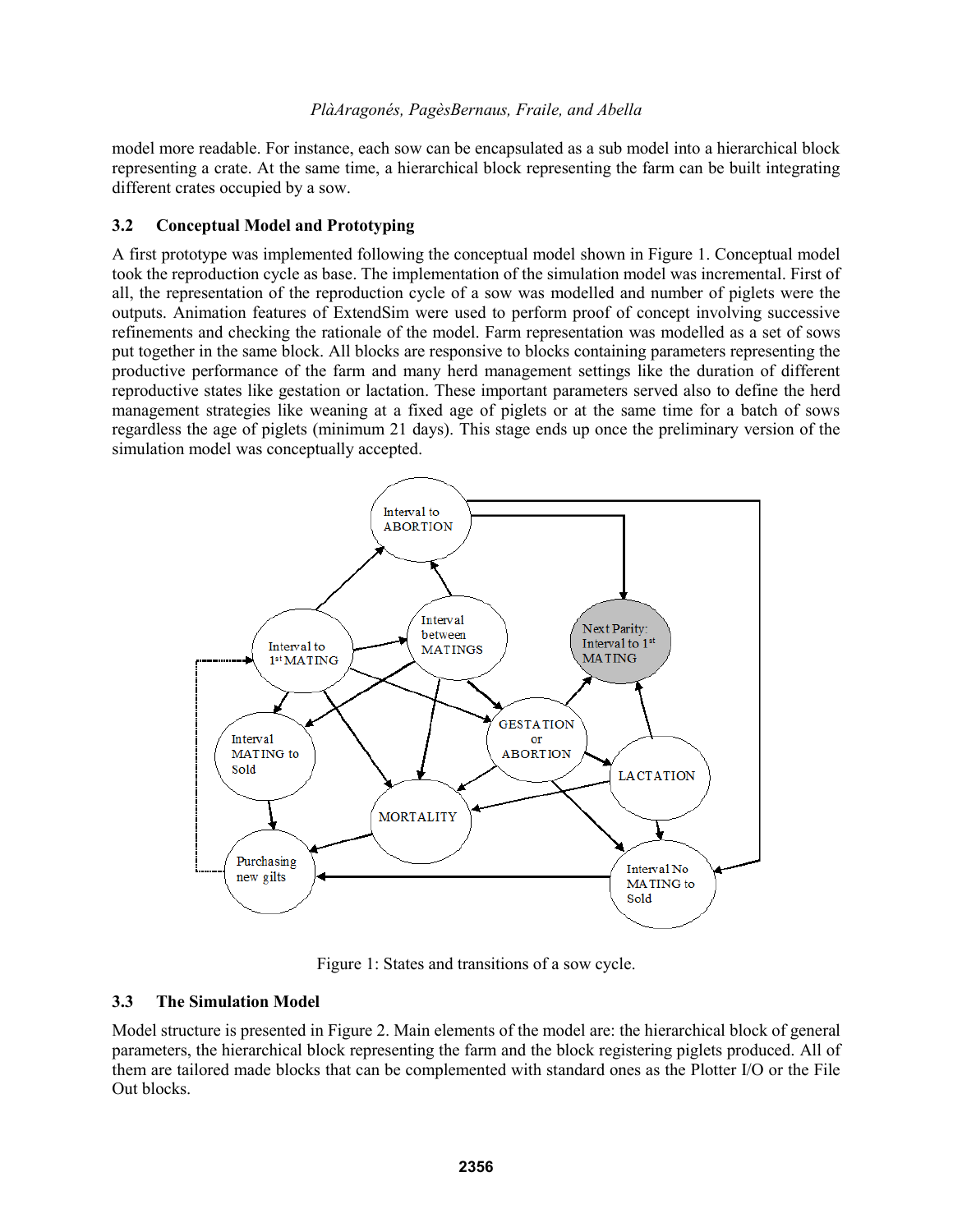model more readable. For instance, each sow can be encapsulated as a sub model into a hierarchical block representing a crate. At the same time, a hierarchical block representing the farm can be built integrating different crates occupied by a sow.

### 3.2 Conceptual Model and Prototyping

A first prototype was implemented following the conceptual model shown in Figure 1. Conceptual model took the reproduction cycle as base. The implementation of the simulation model was incremental. First of all, the representation of the reproduction cycle of a sow was modelled and number of piglets were the outputs. Animation features of ExtendSim were used to perform proof of concept involving successive refinements and checking the rationale of the model. Farm representation was modelled as a set of sows put together in the same block. All blocks are responsive to blocks containing parameters representing the productive performance of the farm and many herd management settings like the duration of different reproductive states like gestation or lactation. These important parameters served also to define the herd management strategies like weaning at a fixed age of piglets or at the same time for a batch of sows regardless the age of piglets (minimum 21 days). This stage ends up once the preliminary version of the simulation model was conceptually accepted.

Figure 1: States and transitions of a sow cycle.

### 3.3 The Simulation Model

Model structure is presented in Figure 2. Main elements of the model are: the hierarchical block of general parameters, the hierarchical block representing the farm and the block registering piglets produced. All of them are tailored made blocks that can be complemented with standard ones as the Plotter I/O or the File Out blocks.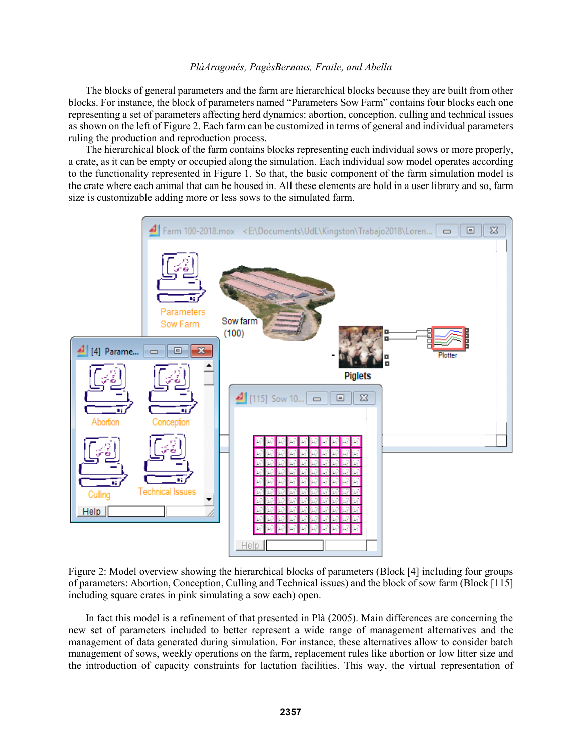The blocks of general parameters and the farm are hierarchical blocks because they are built from other blocks. For instance, the block of parameters named "Parameters Sow Farm" contains four blocks each one representing a set of parameters affecting herd dynamics: abortion, conception, culling and technical issues as shown on the left of Figure 2. Each farm can be customized in terms of general and individual parameters ruling the production and reproduction process.

The hierarchical block of the farm contains blocks representing each individual sows or more properly, a crate, as it can be empty or occupied along the simulation. Each individual sow model operates according to the functionality represented in Figure 1. So that, the basic component of the farm simulation model is the crate where each animal that can be housed in. All these elements are hold in a user library and so, farm size is customizable adding more or less sows to the simulated farm.

Figure 2: Model overview showing the hierarchical blocks of parameters (Block [4] including four groups of parameters: Abortion, Conception, Culling and Technical issues) and the block of sow farm (Block [115] including square crates in pink simulating a sow each) open.

In fact this model is a refinement of that presented in Plà (2005). Main differences are concerning the new set of parameters included to better represent a wide range of management alternatives and the management of data generated during simulation. For instance, these alternatives allow to consider batch management of sows, weekly operations on the farm, replacement rules like abortion or low litter size and the introduction of capacity constraints for lactation facilities. This way, the virtual representation of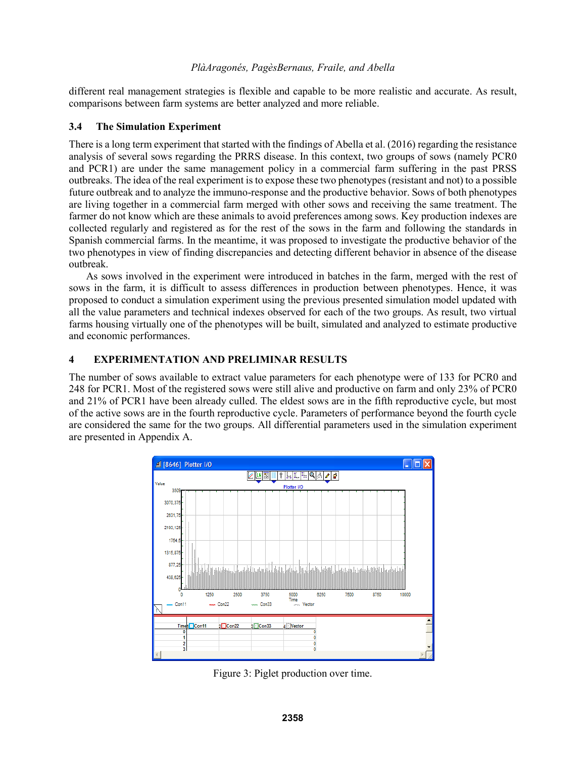different real management strategies is flexible and capable to be more realistic and accurate. As result, comparisons between farm systems are better analyzed and more reliable.

### 3.4 The Simulation Experiment

There is a long term experiment that started with the findings of Abella et al. (2016) regarding the resistance analysis of several sows regarding the PRRS disease. In this context, two groups of sows (namely PCR0 and PCR1) are under the same management policy in a commercial farm suffering in the past PRSS outbreaks. The idea of the real experiment is to expose these two phenotypes (resistant and not) to a possible future outbreak and to analyze the immuno-response and the productive behavior. Sows of both phenotypes are living together in a commercial farm merged with other sows and receiving the same treatment. The farmer do not know which are these animals to avoid preferences among sows. Key production indexes are collected regularly and registered as for the rest of the sows in the farm and following the standards in Spanish commercial farms. In the meantime, it was proposed to investigate the productive behavior of the two phenotypes in view of finding discrepancies and detecting different behavior in absence of the disease outbreak.

As sows involved in the experiment were introduced in batches in the farm, merged with the rest of sows in the farm, it is difficult to assess differences in production between phenotypes. Hence, it was proposed to conduct a simulation experiment using the previous presented simulation model updated with all the value parameters and technical indexes observed for each of the two groups. As result, two virtual farms housing virtually one of the phenotypes will be built, simulated and analyzed to estimate productive and economic performances.

## 4 EXPERIMENTATION AND PRELIMINAR RESULTS

The number of sows available to extract value parameters for each phenotype were of 133 for PCR0 and 248 for PCR1. Most of the registered sows were still alive and productive on farm and only 23% of PCR0 and 21% of PCR1 have been already culled. The eldest sows are in the fifth reproductive cycle, but most of the active sows are in the fourth reproductive cycle. Parameters of performance beyond the fourth cycle are considered the same for the two groups. All differential parameters used in the simulation experiment are presented in Appendix A.

Figure 3: Piglet production over time.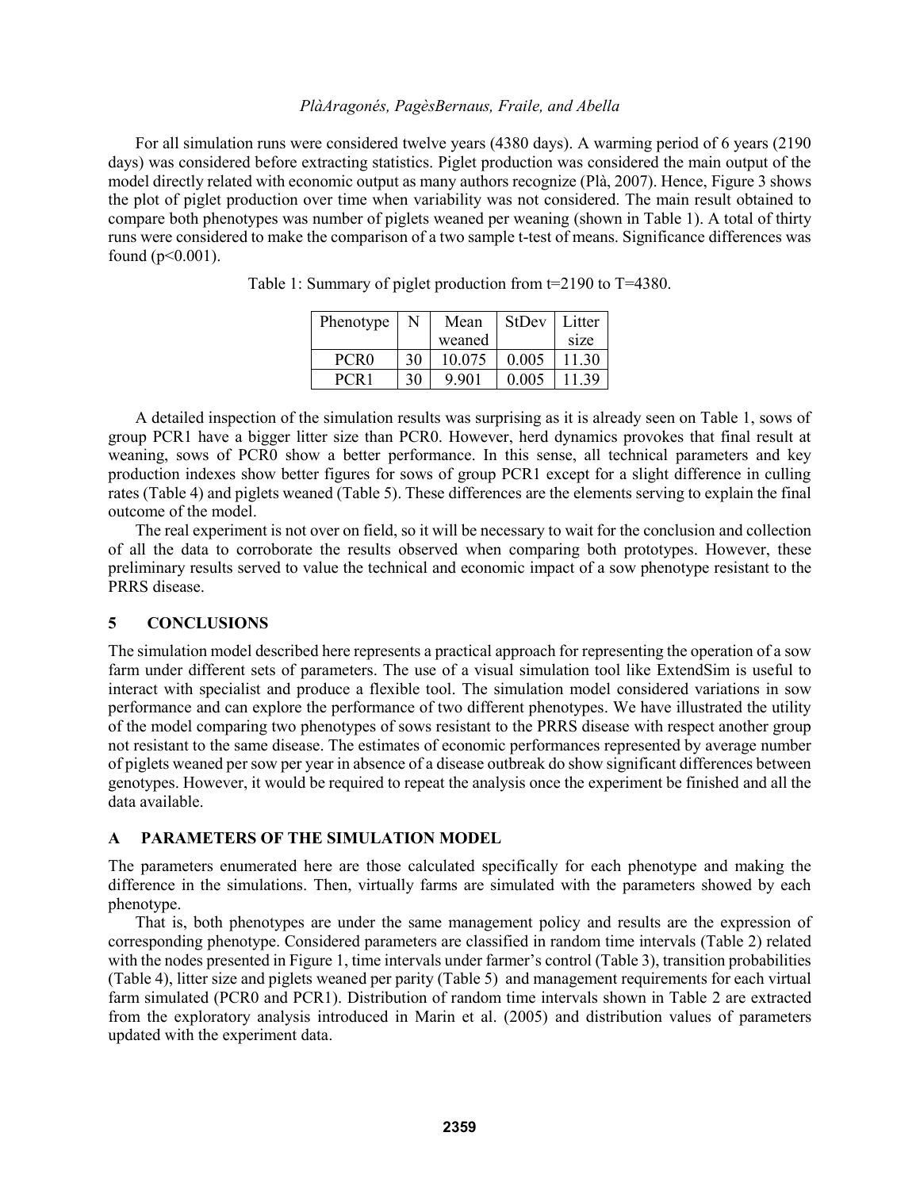For all simulation runs were considered twelve years (4380 days). A warming period of 6 years (2190 days) was considered before extracting statistics. Piglet production was considered the main output of the model directly related with economic output as many authors recognize (Plà, 2007). Hence, Figure 3 shows the plot of piglet production over time when variability was not considered. The main result obtained to compare both phenotypes was number of piglets weaned per weaning (shown in Table 1). A total of thirty runs were considered to make the comparison of a two sample t-test of means. Significance differences was found ($p<0.001$).

Table 1: Summary of piglet production from t=2190 to T=4380.

| Phenotype | N | Mean weaned | StDev | Litter size |
|---|---|---|---|---|
| PCR0 | 30 | 10.075 | 0.005 | 11.30 |
| PCR1 | 30 | 9.901 | 0.005 | 11.39 |

A detailed inspection of the simulation results was surprising as it is already seen on Table 1, sows of group PCR1 have a bigger litter size than PCR0. However, herd dynamics provokes that final result at weaning, sows of PCR0 show a better performance. In this sense, all technical parameters and key production indexes show better figures for sows of group PCR1 except for a slight difference in culling rates (Table 4) and piglets weaned (Table 5). These differences are the elements serving to explain the final outcome of the model.

The real experiment is not over on field, so it will be necessary to wait for the conclusion and collection of all the data to corroborate the results observed when comparing both prototypes. However, these preliminary results served to value the technical and economic impact of a sow phenotype resistant to the PRRS disease.

## 5 CONCLUSIONS

The simulation model described here represents a practical approach for representing the operation of a sow farm under different sets of parameters. The use of a visual simulation tool like ExtendSim is useful to interact with specialist and produce a flexible tool. The simulation model considered variations in sow performance and can explore the performance of two different phenotypes. We have illustrated the utility of the model comparing two phenotypes of sows resistant to the PRRS disease with respect another group not resistant to the same disease. The estimates of economic performances represented by average number of piglets weaned per sow per year in absence of a disease outbreak do show significant differences between genotypes. However, it would be required to repeat the analysis once the experiment be finished and all the data available.

## A PARAMETERS OF THE SIMULATION MODEL

The parameters enumerated here are those calculated specifically for each phenotype and making the difference in the simulations. Then, virtually farms are simulated with the parameters showed by each phenotype.

That is, both phenotypes are under the same management policy and results are the expression of corresponding phenotype. Considered parameters are classified in random time intervals (Table 2) related with the nodes presented in Figure 1, time intervals under farmer's control (Table 3), transition probabilities (Table 4), litter size and piglets weaned per parity (Table 5) and management requirements for each virtual farm simulated (PCR0 and PCR1). Distribution of random time intervals shown in Table 2 are extracted from the exploratory analysis introduced in Marin et al. (2005) and distribution values of parameters updated with the experiment data.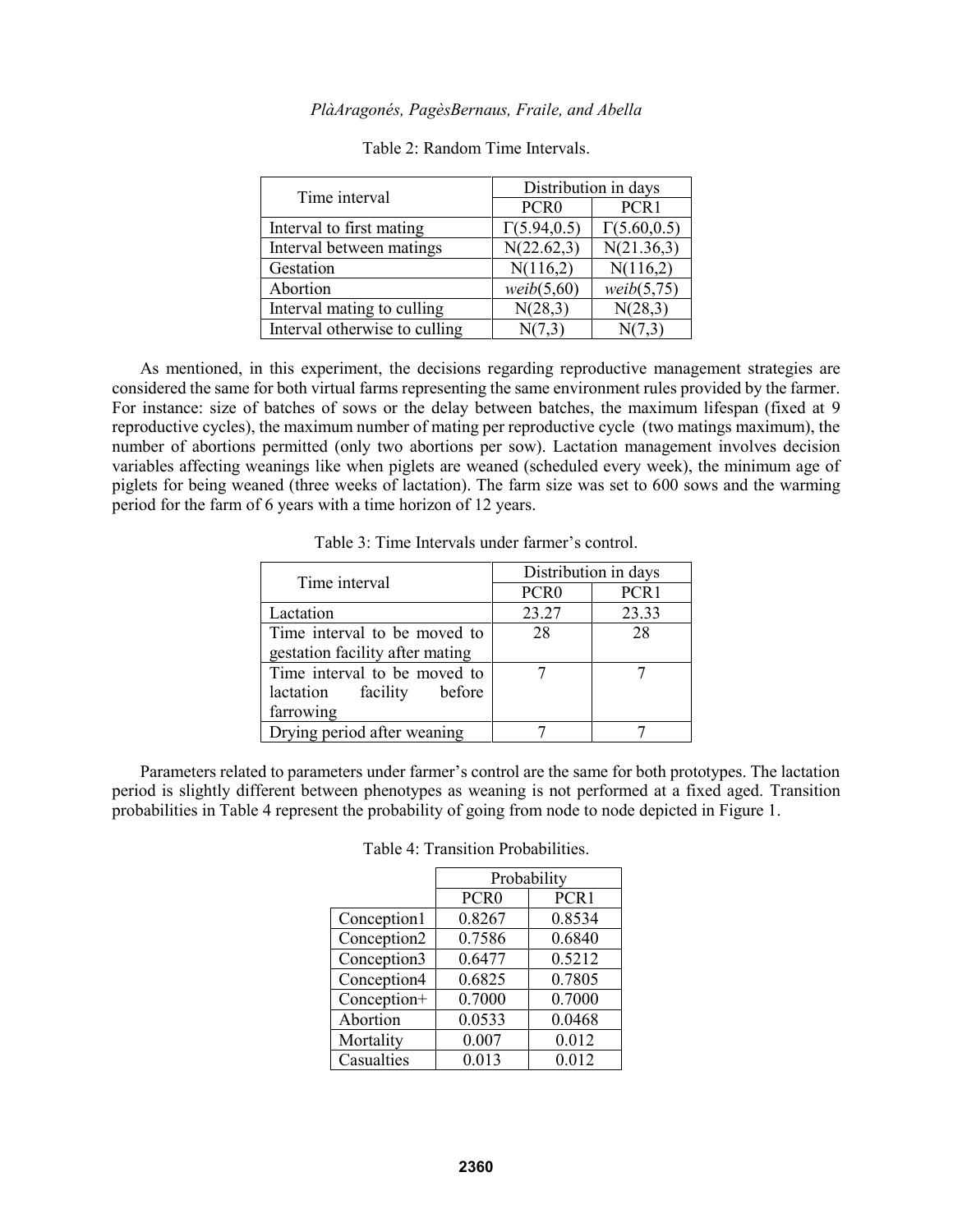Table 2: Random Time Intervals.

| Time interval | Distribution in days | |
|---|---|---|
| | PCR0 | PCR1 |
| Interval to first mating | $\Gamma(5.94,0.5)$ | $\Gamma(5.60,0.5)$ |
| Interval between matings | N(22.62,3) | N(21.36,3) |
| Gestation | N(116,2) | N(116,2) |
| Abortion | *weib*(5,60) | *weib*(5,75) |
| Interval mating to culling | N(28,3) | N(28,3) |
| Interval otherwise to culling | N(7,3) | N(7,3) |

As mentioned, in this experiment, the decisions regarding reproductive management strategies are considered the same for both virtual farms representing the same environment rules provided by the farmer. For instance: size of batches of sows or the delay between batches, the maximum lifespan (fixed at 9 reproductive cycles), the maximum number of mating per reproductive cycle (two matings maximum), the number of abortions permitted (only two abortions per sow). Lactation management involves decision variables affecting weanings like when piglets are weaned (scheduled every week), the minimum age of piglets for being weaned (three weeks of lactation). The farm size was set to 600 sows and the warming period for the farm of 6 years with a time horizon of 12 years.

Table 3: Time Intervals under farmer's control.

| Time interval | Distribution in days | |
|---|---|---|
| | PCR0 | PCR1 |
| Lactation | 23.27 | 23.33 |
| Time interval to be moved to gestation facility after mating | 28 | 28 |
| Time interval to be moved to lactation facility before farrowing | 7 | 7 |
| Drying period after weaning | 7 | 7 |

Parameters related to parameters under farmer's control are the same for both prototypes. The lactation period is slightly different between phenotypes as weaning is not performed at a fixed aged. Transition probabilities in Table 4 represent the probability of going from node to node depicted in Figure 1.

Table 4: Transition Probabilities.

| | Probability | |
|---|---|---|
| | PCR0 | PCR1 |
| Conception1 | 0.8267 | 0.8534 |
| Conception2 | 0.7586 | 0.6840 |
| Conception3 | 0.6477 | 0.5212 |
| Conception4 | 0.6825 | 0.7805 |
| Conception+ | 0.7000 | 0.7000 |
| Abortion | 0.0533 | 0.0468 |
| Mortality | 0.007 | 0.012 |
| Casualties | 0.013 | 0.012 |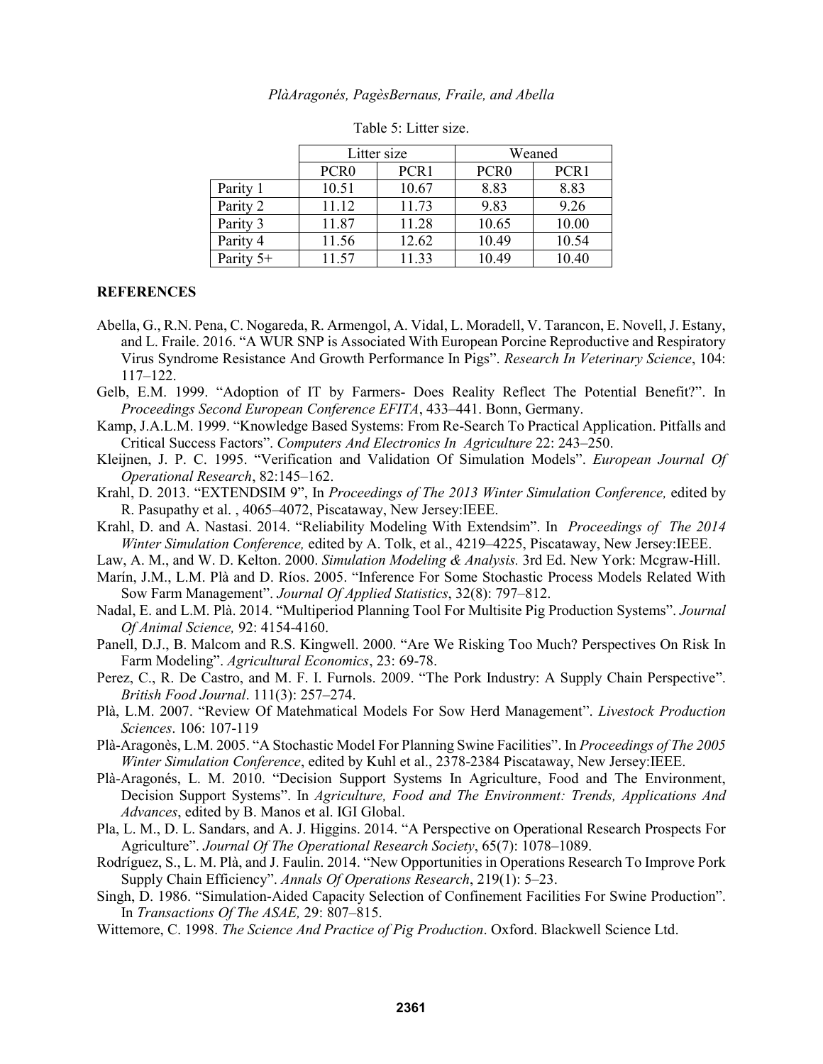Table 5: Litter size.

| | Litter size | | Weaned | |
|---|---|---|---|---|
| | PCR0 | PCR1 | PCR0 | PCR1 |
| Parity 1 | 10.51 | 10.67 | 8.83 | 8.83 |
| Parity 2 | 11.12 | 11.73 | 9.83 | 9.26 |
| Parity 3 | 11.87 | 11.28 | 10.65 | 10.00 |
| Parity 4 | 11.56 | 12.62 | 10.49 | 10.54 |
| Parity 5+ | 11.57 | 11.33 | 10.49 | 10.40 |

## REFERENCES

Abella, G., R.N. Pena, C. Nogareda, R. Armengol, A. Vidal, L. Moradell, V. Tarancon, E. Novell, J. Estany, and L. Fraile. 2016. "A WUR SNP is Associated With European Porcine Reproductive and Respiratory Virus Syndrome Resistance And Growth Performance In Pigs". *Research In Veterinary Science*, 104: 117–122.

Gelb, E.M. 1999. "Adoption of IT by Farmers- Does Reality Reflect The Potential Benefit?". In *Proceedings Second European Conference EFITA*, 433–441. Bonn, Germany.

Kamp, J.A.L.M. 1999. "Knowledge Based Systems: From Re-Search To Practical Application. Pitfalls and Critical Success Factors". *Computers And Electronics In Agriculture* 22: 243–250.

Kleijnen, J. P. C. 1995. "Verification and Validation Of Simulation Models". *European Journal Of Operational Research*, 82:145–162.

Krahl, D. 2013. "EXTENDSIM 9", In *Proceedings of The 2013 Winter Simulation Conference,* edited by R. Pasupathy et al. , 4065–4072, Piscataway, New Jersey:IEEE.

Krahl, D. and A. Nastasi. 2014. "Reliability Modeling With Extendsim". In *Proceedings of The 2014 Winter Simulation Conference,* edited by A. Tolk, et al., 4219–4225, Piscataway, New Jersey:IEEE.

Law, A. M., and W. D. Kelton. 2000. *Simulation Modeling & Analysis.* 3rd Ed. New York: Mcgraw-Hill.

Marín, J.M., L.M. Plà and D. Ríos. 2005. "Inference For Some Stochastic Process Models Related With Sow Farm Management". *Journal Of Applied Statistics*, 32(8): 797–812.

Nadal, E. and L.M. Plà. 2014. "Multiperiod Planning Tool For Multisite Pig Production Systems". *Journal Of Animal Science,* 92: 4154-4160.

Panell, D.J., B. Malcom and R.S. Kingwell. 2000. "Are We Risking Too Much? Perspectives On Risk In Farm Modeling". *Agricultural Economics*, 23: 69-78.

Perez, C., R. De Castro, and M. F. I. Furnols. 2009. "The Pork Industry: A Supply Chain Perspective". *British Food Journal*. 111(3): 257–274.

Plà, L.M. 2007. "Review Of Matehmatical Models For Sow Herd Management". *Livestock Production Sciences*. 106: 107-119

Plà-Aragonès, L.M. 2005. "A Stochastic Model For Planning Swine Facilities". In *Proceedings of The 2005 Winter Simulation Conference*, edited by Kuhl et al., 2378-2384 Piscataway, New Jersey:IEEE.

Plà-Aragonés, L. M. 2010. "Decision Support Systems In Agriculture, Food and The Environment, Decision Support Systems". In *Agriculture, Food and The Environment: Trends, Applications And Advances*, edited by B. Manos et al. IGI Global.

Pla, L. M., D. L. Sandars, and A. J. Higgins. 2014. "A Perspective on Operational Research Prospects For Agriculture". *Journal Of The Operational Research Society*, 65(7): 1078–1089.

Rodríguez, S., L. M. Plà, and J. Faulin. 2014. "New Opportunities in Operations Research To Improve Pork Supply Chain Efficiency". *Annals Of Operations Research*, 219(1): 5–23.

Singh, D. 1986. "Simulation-Aided Capacity Selection of Confinement Facilities For Swine Production". In *Transactions Of The ASAE,* 29: 807–815.

Wittemore, C. 1998. *The Science And Practice of Pig Production*. Oxford. Blackwell Science Ltd.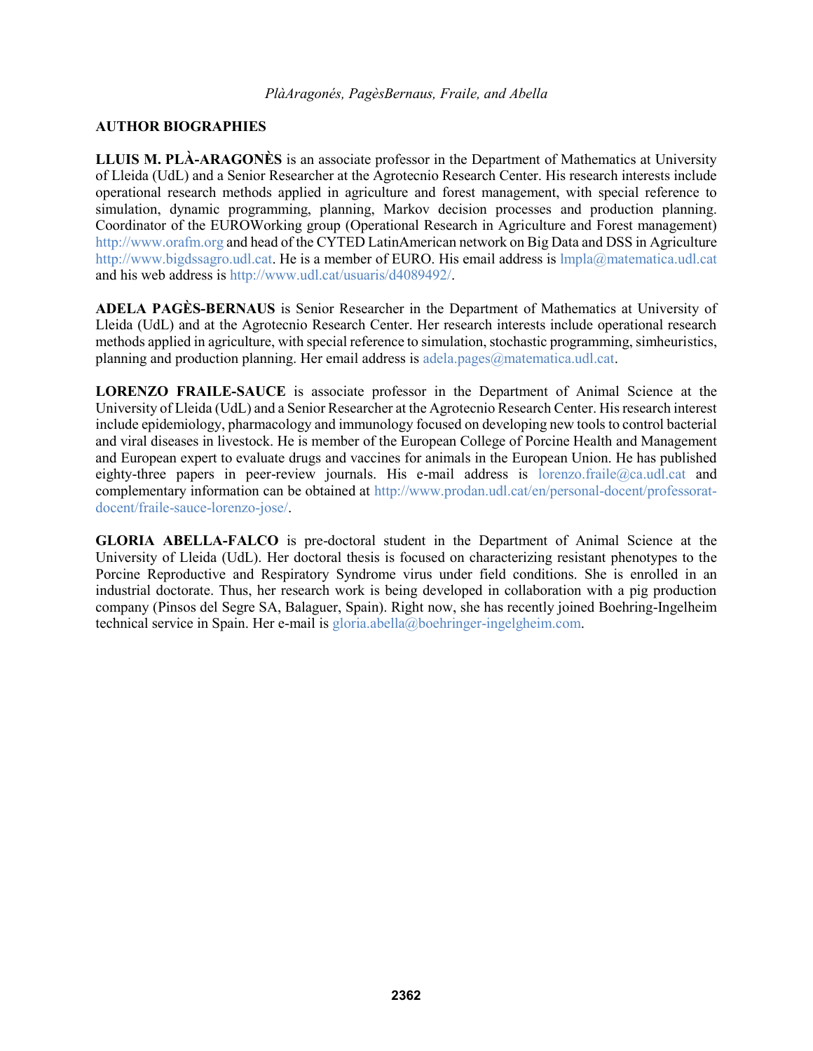## AUTHOR BIOGRAPHIES

**LLUIS M. PLÀ-ARAGONÈS** is an associate professor in the Department of Mathematics at University of Lleida (UdL) and a Senior Researcher at the Agrotecnio Research Center. His research interests include operational research methods applied in agriculture and forest management, with special reference to simulation, dynamic programming, planning, Markov decision processes and production planning. Coordinator of the EUROWorking group (Operational Research in Agriculture and Forest management) http://www.orafm.org and head of the CYTED LatinAmerican network on Big Data and DSS in Agriculture http://www.bigdssagro.udl.cat. He is a member of EURO. His email address is lmpla@matematica.udl.cat and his web address is http://www.udl.cat/usuaris/d4089492/.

**ADELA PAGÈS-BERNAUS** is Senior Researcher in the Department of Mathematics at University of Lleida (UdL) and at the Agrotecnio Research Center. Her research interests include operational research methods applied in agriculture, with special reference to simulation, stochastic programming, simheuristics, planning and production planning. Her email address is adela.pages@matematica.udl.cat.

**LORENZO FRAILE-SAUCE** is associate professor in the Department of Animal Science at the University of Lleida (UdL) and a Senior Researcher at the Agrotecnio Research Center. His research interest include epidemiology, pharmacology and immunology focused on developing new tools to control bacterial and viral diseases in livestock. He is member of the European College of Porcine Health and Management and European expert to evaluate drugs and vaccines for animals in the European Union. He has published eighty-three papers in peer-review journals. His e-mail address is lorenzo.fraile@ca.udl.cat and complementary information can be obtained at http://www.prodan.udl.cat/en/personal-docent/professorat-docent/fraile-sauce-lorenzo-jose/.

**GLORIA ABELLA-FALCO** is pre-doctoral student in the Department of Animal Science at the University of Lleida (UdL). Her doctoral thesis is focused on characterizing resistant phenotypes to the Porcine Reproductive and Respiratory Syndrome virus under field conditions. She is enrolled in an industrial doctorate. Thus, her research work is being developed in collaboration with a pig production company (Pinsos del Segre SA, Balaguer, Spain). Right now, she has recently joined Boehring-Ingelheim technical service in Spain. Her e-mail is gloria.abella@boehringer-ingelgheim.com.